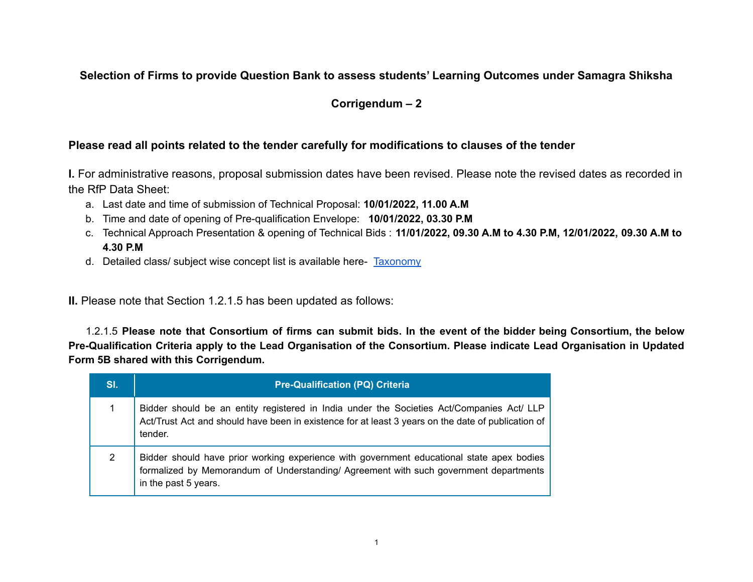# Selection of Firms to provide Question Bank to assess students' Learning Outcomes under Samagra Shiksha

## Corrigendum – 2

**Please read all points related to the tender carefully for modifications to clauses of the tender**

**I.** For administrative reasons, proposal submission dates have been revised. Please note the revised dates as recorded in the RfP Data Sheet:

a. Last date and time of submission of Technical Proposal: **10/01/2022, 11.00 A.M**
b. Time and date of opening of Pre-qualification Envelope: **10/01/2022, 03.30 P.M**
c. Technical Approach Presentation & opening of Technical Bids : **11/01/2022, 09.30 A.M to 4.30 P.M, 12/01/2022, 09.30 A.M to 4.30 P.M**
d. Detailed class/ subject wise concept list is available here- Taxonomy

**II.** Please note that Section 1.2.1.5 has been updated as follows:

1.2.1.5 **Please note that Consortium of firms can submit bids. In the event of the bidder being Consortium, the below Pre-Qualification Criteria apply to the Lead Organisation of the Consortium. Please indicate Lead Organisation in Updated Form 5B shared with this Corrigendum.**

| Sl. | Pre-Qualification (PQ) Criteria |
|---|---|
| 1 | Bidder should be an entity registered in India under the Societies Act/Companies Act/ LLP Act/Trust Act and should have been in existence for at least 3 years on the date of publication of tender. |
| 2 | Bidder should have prior working experience with government educational state apex bodies formalized by Memorandum of Understanding/ Agreement with such government departments in the past 5 years. |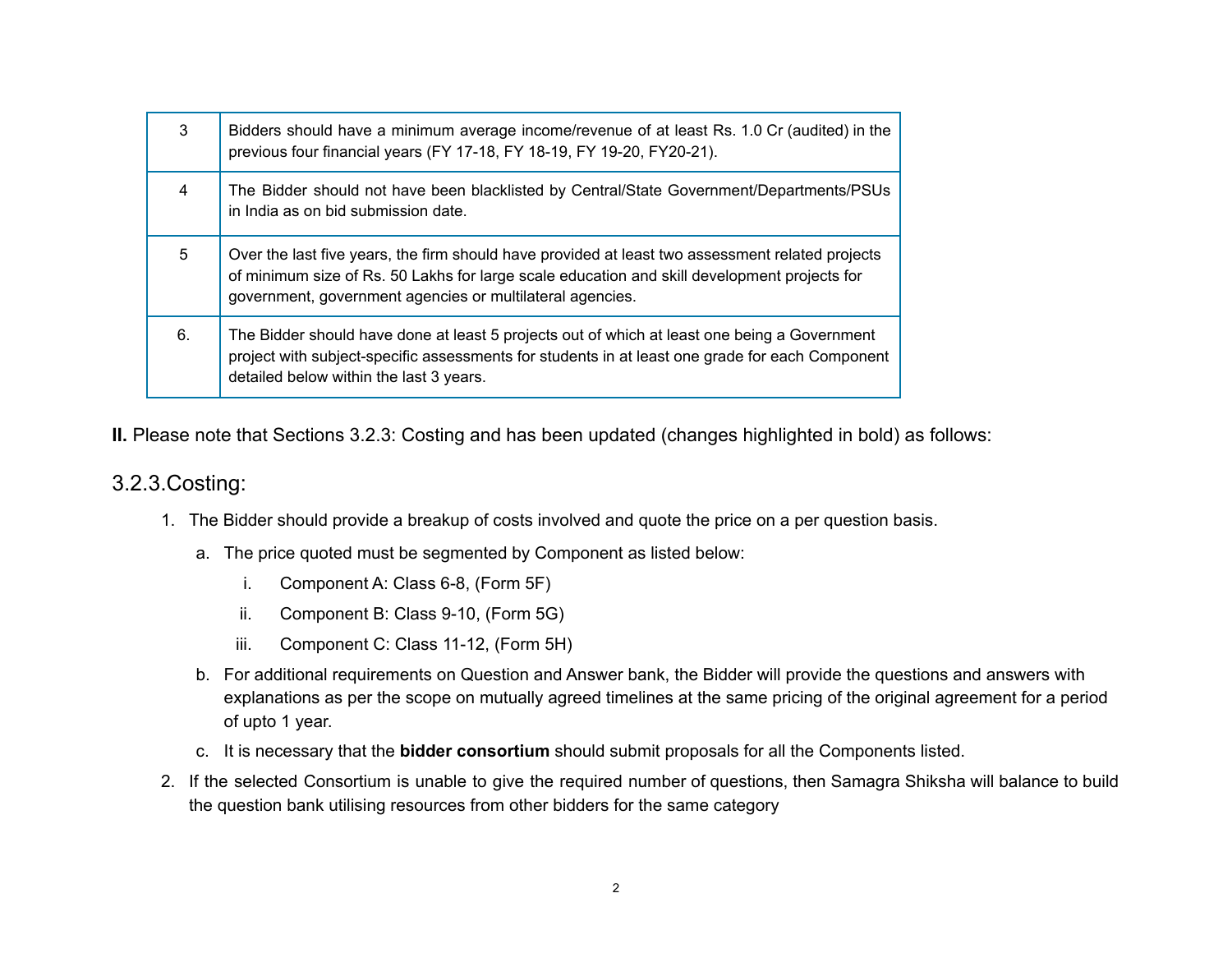| | |
|---|---|
| 3 | Bidders should have a minimum average income/revenue of at least Rs. 1.0 Cr (audited) in the previous four financial years (FY 17-18, FY 18-19, FY 19-20, FY20-21). |
| 4 | The Bidder should not have been blacklisted by Central/State Government/Departments/PSUs in India as on bid submission date. |
| 5 | Over the last five years, the firm should have provided at least two assessment related projects of minimum size of Rs. 50 Lakhs for large scale education and skill development projects for government, government agencies or multilateral agencies. |
| 6. | The Bidder should have done at least 5 projects out of which at least one being a Government project with subject-specific assessments for students in at least one grade for each Component detailed below within the last 3 years. |

**II.** Please note that Sections 3.2.3: Costing and has been updated (changes highlighted in bold) as follows:

## 3.2.3.Costing:

1. The Bidder should provide a breakup of costs involved and quote the price on a per question basis.
   a. The price quoted must be segmented by Component as listed below:
      i. Component A: Class 6-8, (Form 5F)
      ii. Component B: Class 9-10, (Form 5G)
      iii. Component C: Class 11-12, (Form 5H)
   b. For additional requirements on Question and Answer bank, the Bidder will provide the questions and answers with explanations as per the scope on mutually agreed timelines at the same pricing of the original agreement for a period of upto 1 year.
   c. It is necessary that the **bidder consortium** should submit proposals for all the Components listed.
2. If the selected Consortium is unable to give the required number of questions, then Samagra Shiksha will balance to build the question bank utilising resources from other bidders for the same category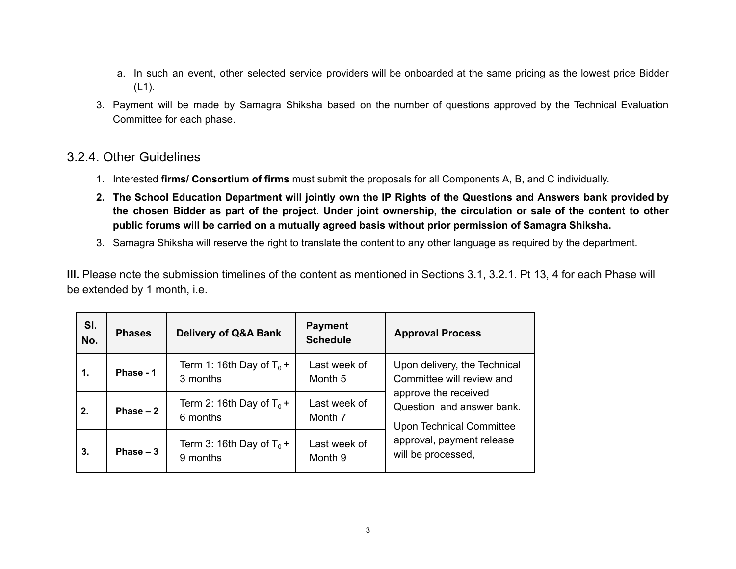a. In such an event, other selected service providers will be onboarded at the same pricing as the lowest price Bidder (L1).

3. Payment will be made by Samagra Shiksha based on the number of questions approved by the Technical Evaluation Committee for each phase.

### 3.2.4. Other Guidelines

1. Interested **firms/ Consortium of firms** must submit the proposals for all Components A, B, and C individually.
2. **The School Education Department will jointly own the IP Rights of the Questions and Answers bank provided by the chosen Bidder as part of the project. Under joint ownership, the circulation or sale of the content to other public forums will be carried on a mutually agreed basis without prior permission of Samagra Shiksha.**
3. Samagra Shiksha will reserve the right to translate the content to any other language as required by the department.

**III.** Please note the submission timelines of the content as mentioned in Sections 3.1, 3.2.1. Pt 13, 4 for each Phase will be extended by 1 month, i.e.

| Sl. No. | Phases | Delivery of Q&A Bank | Payment Schedule | Approval Process |
|---|---|---|---|---|
| 1. | Phase - 1 | Term 1: 16th Day of $T_0$ + 3 months | Last week of Month 5 | Upon delivery, the Technical Committee will review and approve the received Question and answer bank. Upon Technical Committee approval, payment release will be processed, |
| 2. | Phase – 2 | Term 2: 16th Day of $T_0$ + 6 months | Last week of Month 7 | |
| 3. | Phase – 3 | Term 3: 16th Day of $T_0$ + 9 months | Last week of Month 9 | |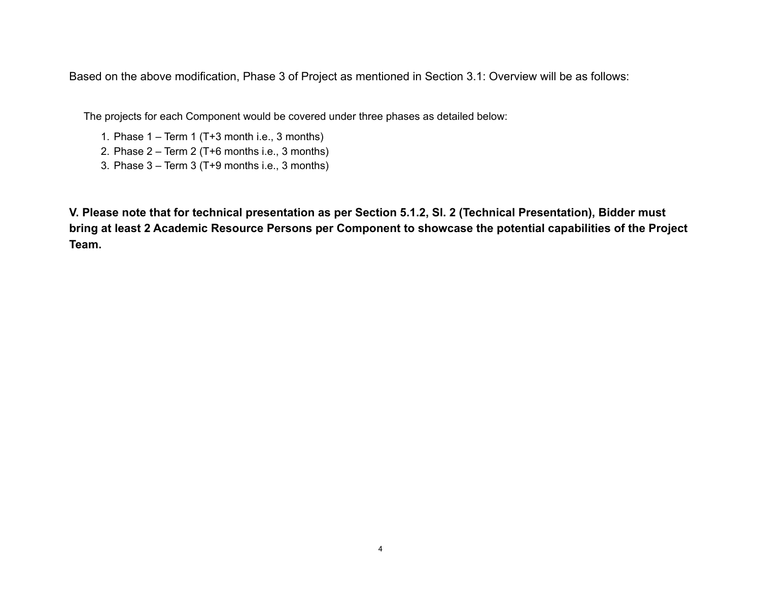Based on the above modification, Phase 3 of Project as mentioned in Section 3.1: Overview will be as follows:

The projects for each Component would be covered under three phases as detailed below:

1. Phase 1 – Term 1 (T+3 month i.e., 3 months)
2. Phase 2 – Term 2 (T+6 months i.e., 3 months)
3. Phase 3 – Term 3 (T+9 months i.e., 3 months)

**V. Please note that for technical presentation as per Section 5.1.2, Sl. 2 (Technical Presentation), Bidder must bring at least 2 Academic Resource Persons per Component to showcase the potential capabilities of the Project Team.**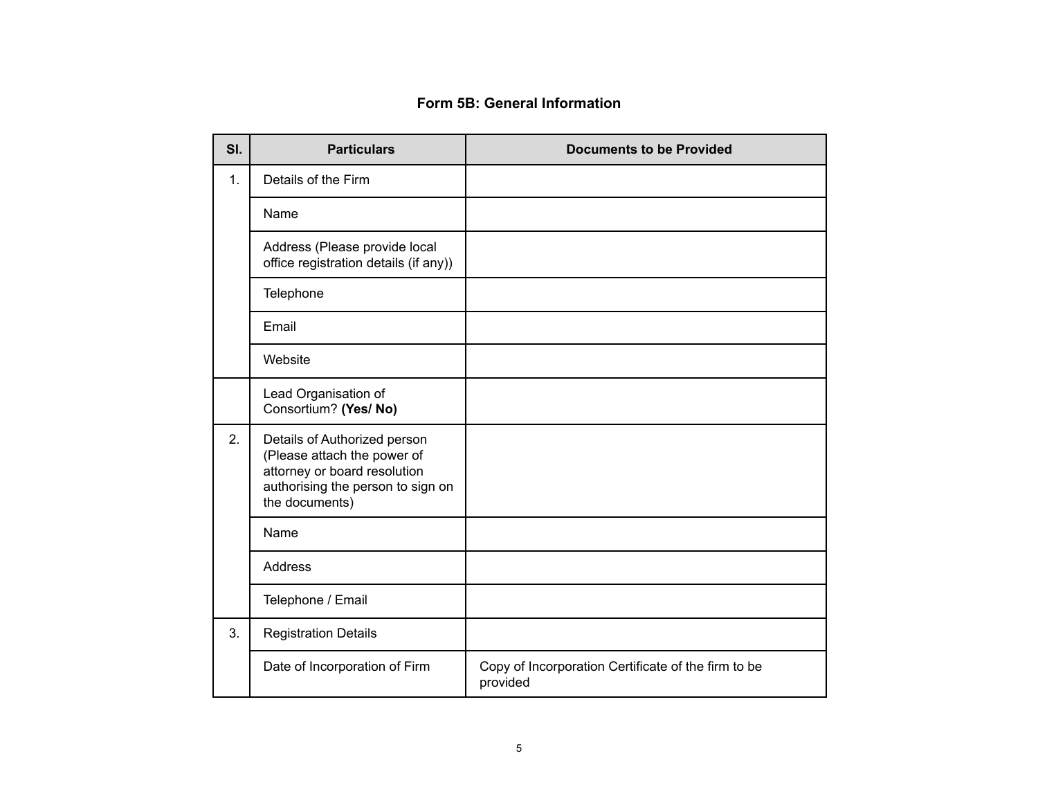**Form 5B: General Information**

| Sl. | Particulars | Documents to be Provided |
|---|---|---|
| 1. | Details of the Firm | |
| | Name | |
| | Address (Please provide local office registration details (if any)) | |
| | Telephone | |
| | Email | |
| | Website | |
| | Lead Organisation of Consortium? **(Yes/ No)** | |
| 2. | Details of Authorized person (Please attach the power of attorney or board resolution authorising the person to sign on the documents) | |
| | Name | |
| | Address | |
| | Telephone / Email | |
| 3. | Registration Details | |
| | Date of Incorporation of Firm | Copy of Incorporation Certificate of the firm to be provided |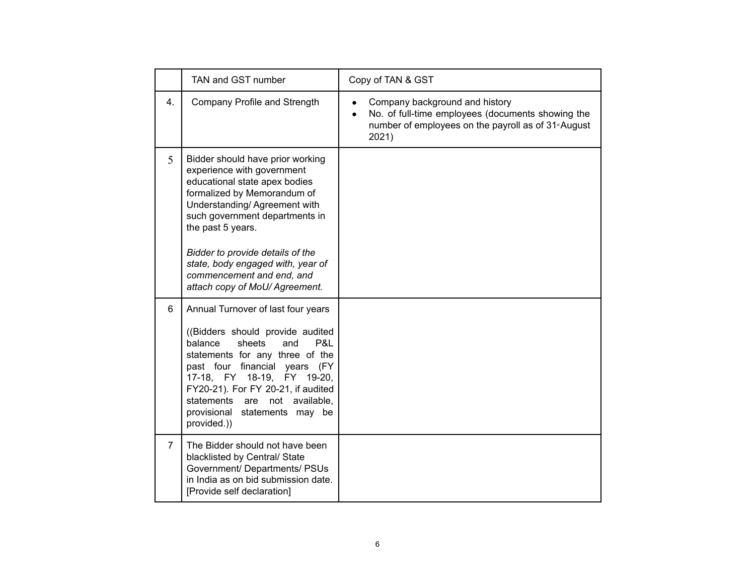| | | |
|---|---|---|
| | TAN and GST number | Copy of TAN & GST |
| 4. | Company Profile and Strength | • Company background and history<br>• No. of full-time employees (documents showing the number of employees on the payroll as of 31st August 2021) |
| 5 | Bidder should have prior working experience with government educational state apex bodies formalized by Memorandum of Understanding/ Agreement with such government departments in the past 5 years.<br><br>*Bidder to provide details of the state, body engaged with, year of commencement and end, and attach copy of MoU/ Agreement.* | |
| 6 | Annual Turnover of last four years<br><br>((Bidders should provide audited balance sheets and P&L statements for any three of the past four financial years (FY 17-18, FY 18-19, FY 19-20, FY20-21). For FY 20-21, if audited statements are not available, provisional statements may be provided.)) | |
| 7 | The Bidder should not have been blacklisted by Central/ State Government/ Departments/ PSUs in India as on bid submission date. [Provide self declaration] | |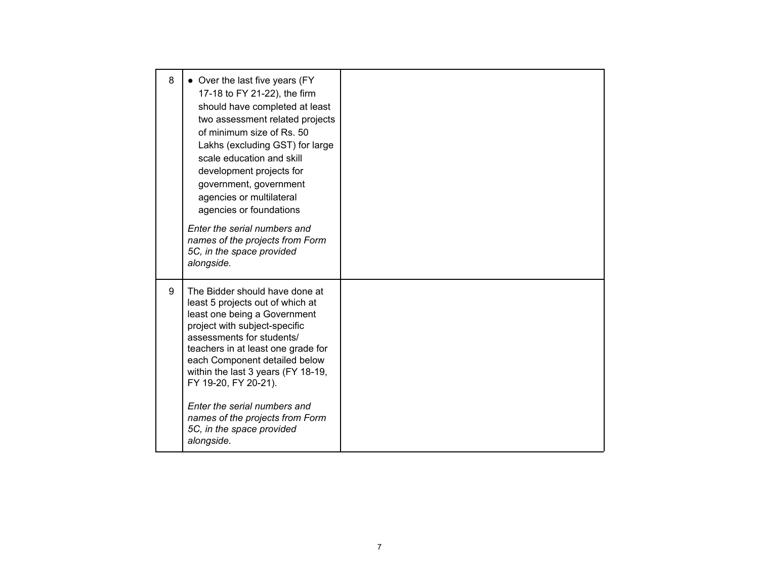| | | |
|---|---|---|
| 8 | • Over the last five years (FY 17-18 to FY 21-22), the firm should have completed at least two assessment related projects of minimum size of Rs. 50 Lakhs (excluding GST) for large scale education and skill development projects for government, government agencies or multilateral agencies or foundations<br><br>*Enter the serial numbers and names of the projects from Form 5C, in the space provided alongside.* | |
| 9 | The Bidder should have done at least 5 projects out of which at least one being a Government project with subject-specific assessments for students/ teachers in at least one grade for each Component detailed below within the last 3 years (FY 18-19, FY 19-20, FY 20-21).<br><br>*Enter the serial numbers and names of the projects from Form 5C, in the space provided alongside.* | |